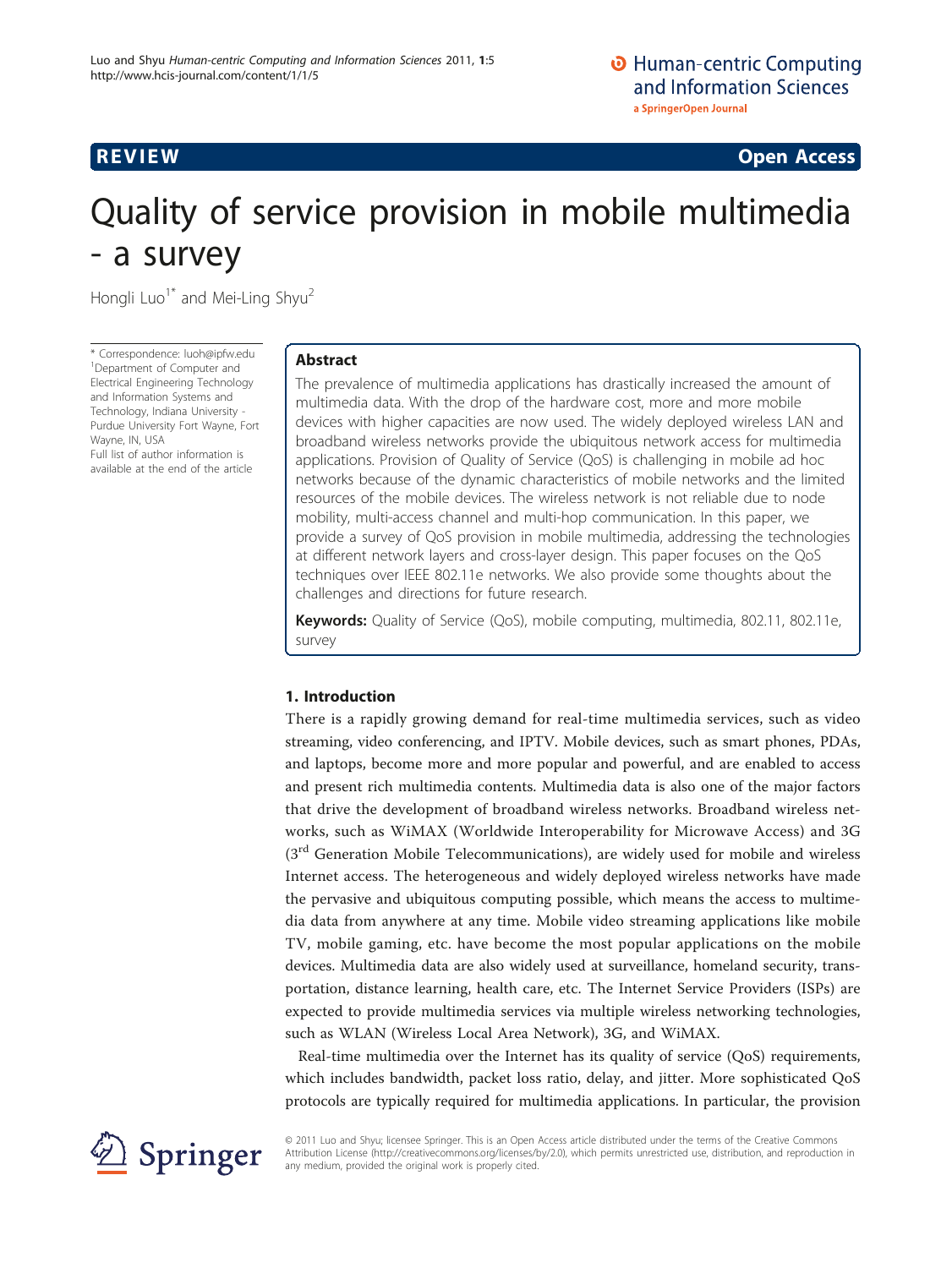REVIEW

Open Access

# Quality of service provision in mobile multimedia - a survey

Hongli Luo[1*] and Mei-Ling Shyu[2]

\* Correspondence: luoh@ipfw.edu
[1]Department of Computer and Electrical Engineering Technology and Information Systems and Technology, Indiana University - Purdue University Fort Wayne, Fort Wayne, IN, USA
Full list of author information is available at the end of the article

## Abstract

The prevalence of multimedia applications has drastically increased the amount of multimedia data. With the drop of the hardware cost, more and more mobile devices with higher capacities are now used. The widely deployed wireless LAN and broadband wireless networks provide the ubiquitous network access for multimedia applications. Provision of Quality of Service (QoS) is challenging in mobile ad hoc networks because of the dynamic characteristics of mobile networks and the limited resources of the mobile devices. The wireless network is not reliable due to node mobility, multi-access channel and multi-hop communication. In this paper, we provide a survey of QoS provision in mobile multimedia, addressing the technologies at different network layers and cross-layer design. This paper focuses on the QoS techniques over IEEE 802.11e networks. We also provide some thoughts about the challenges and directions for future research.

**Keywords:** Quality of Service (QoS), mobile computing, multimedia, 802.11, 802.11e, survey

## 1. Introduction

There is a rapidly growing demand for real-time multimedia services, such as video streaming, video conferencing, and IPTV. Mobile devices, such as smart phones, PDAs, and laptops, become more and more popular and powerful, and are enabled to access and present rich multimedia contents. Multimedia data is also one of the major factors that drive the development of broadband wireless networks. Broadband wireless networks, such as WiMAX (Worldwide Interoperability for Microwave Access) and 3G (3rd Generation Mobile Telecommunications), are widely used for mobile and wireless Internet access. The heterogeneous and widely deployed wireless networks have made the pervasive and ubiquitous computing possible, which means the access to multimedia data from anywhere at any time. Mobile video streaming applications like mobile TV, mobile gaming, etc. have become the most popular applications on the mobile devices. Multimedia data are also widely used at surveillance, homeland security, transportation, distance learning, health care, etc. The Internet Service Providers (ISPs) are expected to provide multimedia services via multiple wireless networking technologies, such as WLAN (Wireless Local Area Network), 3G, and WiMAX.

Real-time multimedia over the Internet has its quality of service (QoS) requirements, which includes bandwidth, packet loss ratio, delay, and jitter. More sophisticated QoS protocols are typically required for multimedia applications. In particular, the provision

© 2011 Luo and Shyu; licensee Springer. This is an Open Access article distributed under the terms of the Creative Commons Attribution License (http://creativecommons.org/licenses/by/2.0), which permits unrestricted use, distribution, and reproduction in any medium, provided the original work is properly cited.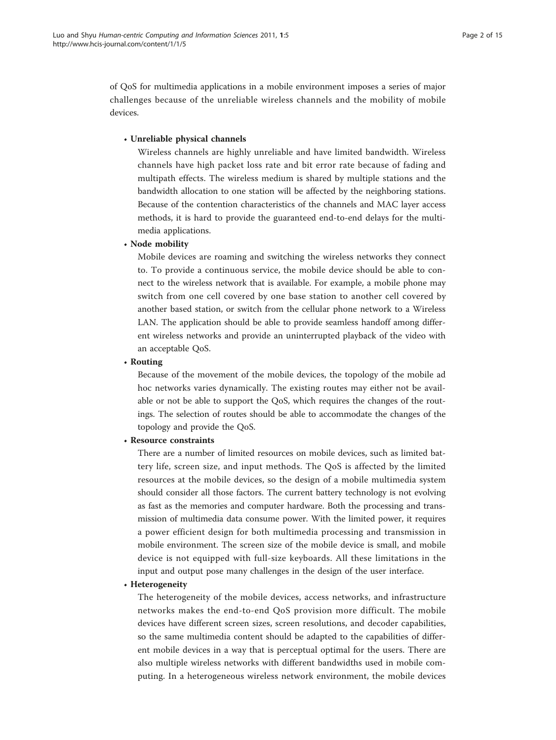of QoS for multimedia applications in a mobile environment imposes a series of major challenges because of the unreliable wireless channels and the mobility of mobile devices.

- **Unreliable physical channels**

  Wireless channels are highly unreliable and have limited bandwidth. Wireless channels have high packet loss rate and bit error rate because of fading and multipath effects. The wireless medium is shared by multiple stations and the bandwidth allocation to one station will be affected by the neighboring stations. Because of the contention characteristics of the channels and MAC layer access methods, it is hard to provide the guaranteed end-to-end delays for the multimedia applications.

- **Node mobility**

  Mobile devices are roaming and switching the wireless networks they connect to. To provide a continuous service, the mobile device should be able to connect to the wireless network that is available. For example, a mobile phone may switch from one cell covered by one base station to another cell covered by another based station, or switch from the cellular phone network to a Wireless LAN. The application should be able to provide seamless handoff among different wireless networks and provide an uninterrupted playback of the video with an acceptable QoS.

- **Routing**

  Because of the movement of the mobile devices, the topology of the mobile ad hoc networks varies dynamically. The existing routes may either not be available or not be able to support the QoS, which requires the changes of the routings. The selection of routes should be able to accommodate the changes of the topology and provide the QoS.

- **Resource constraints**

  There are a number of limited resources on mobile devices, such as limited battery life, screen size, and input methods. The QoS is affected by the limited resources at the mobile devices, so the design of a mobile multimedia system should consider all those factors. The current battery technology is not evolving as fast as the memories and computer hardware. Both the processing and transmission of multimedia data consume power. With the limited power, it requires a power efficient design for both multimedia processing and transmission in mobile environment. The screen size of the mobile device is small, and mobile device is not equipped with full-size keyboards. All these limitations in the input and output pose many challenges in the design of the user interface.

- **Heterogeneity**

  The heterogeneity of the mobile devices, access networks, and infrastructure networks makes the end-to-end QoS provision more difficult. The mobile devices have different screen sizes, screen resolutions, and decoder capabilities, so the same multimedia content should be adapted to the capabilities of different mobile devices in a way that is perceptual optimal for the users. There are also multiple wireless networks with different bandwidths used in mobile computing. In a heterogeneous wireless network environment, the mobile devices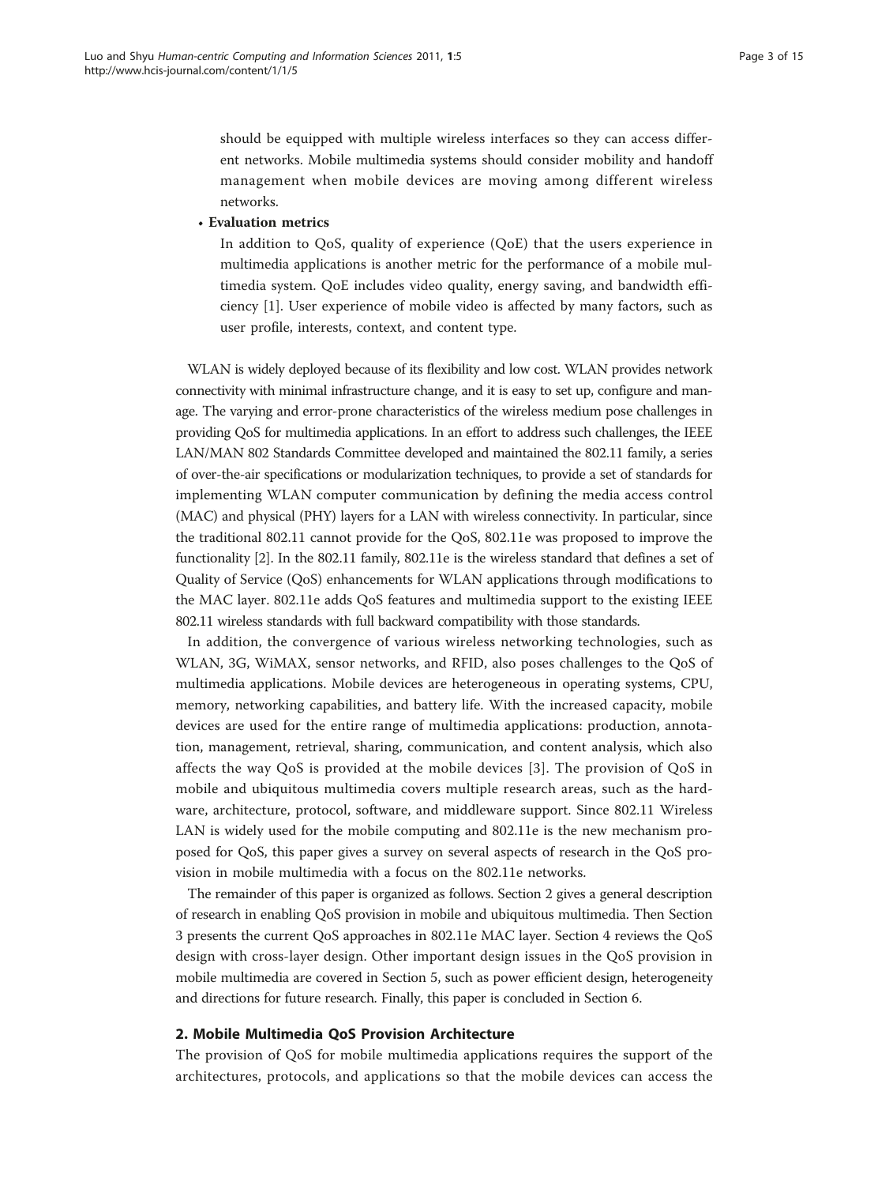should be equipped with multiple wireless interfaces so they can access different networks. Mobile multimedia systems should consider mobility and handoff management when mobile devices are moving among different wireless networks.

- **Evaluation metrics**

  In addition to QoS, quality of experience (QoE) that the users experience in multimedia applications is another metric for the performance of a mobile multimedia system. QoE includes video quality, energy saving, and bandwidth efficiency [1]. User experience of mobile video is affected by many factors, such as user profile, interests, context, and content type.

WLAN is widely deployed because of its flexibility and low cost. WLAN provides network connectivity with minimal infrastructure change, and it is easy to set up, configure and manage. The varying and error-prone characteristics of the wireless medium pose challenges in providing QoS for multimedia applications. In an effort to address such challenges, the IEEE LAN/MAN 802 Standards Committee developed and maintained the 802.11 family, a series of over-the-air specifications or modularization techniques, to provide a set of standards for implementing WLAN computer communication by defining the media access control (MAC) and physical (PHY) layers for a LAN with wireless connectivity. In particular, since the traditional 802.11 cannot provide for the QoS, 802.11e was proposed to improve the functionality [2]. In the 802.11 family, 802.11e is the wireless standard that defines a set of Quality of Service (QoS) enhancements for WLAN applications through modifications to the MAC layer. 802.11e adds QoS features and multimedia support to the existing IEEE 802.11 wireless standards with full backward compatibility with those standards.

In addition, the convergence of various wireless networking technologies, such as WLAN, 3G, WiMAX, sensor networks, and RFID, also poses challenges to the QoS of multimedia applications. Mobile devices are heterogeneous in operating systems, CPU, memory, networking capabilities, and battery life. With the increased capacity, mobile devices are used for the entire range of multimedia applications: production, annotation, management, retrieval, sharing, communication, and content analysis, which also affects the way QoS is provided at the mobile devices [3]. The provision of QoS in mobile and ubiquitous multimedia covers multiple research areas, such as the hardware, architecture, protocol, software, and middleware support. Since 802.11 Wireless LAN is widely used for the mobile computing and 802.11e is the new mechanism proposed for QoS, this paper gives a survey on several aspects of research in the QoS provision in mobile multimedia with a focus on the 802.11e networks.

The remainder of this paper is organized as follows. Section 2 gives a general description of research in enabling QoS provision in mobile and ubiquitous multimedia. Then Section 3 presents the current QoS approaches in 802.11e MAC layer. Section 4 reviews the QoS design with cross-layer design. Other important design issues in the QoS provision in mobile multimedia are covered in Section 5, such as power efficient design, heterogeneity and directions for future research. Finally, this paper is concluded in Section 6.

## 2. Mobile Multimedia QoS Provision Architecture

The provision of QoS for mobile multimedia applications requires the support of the architectures, protocols, and applications so that the mobile devices can access the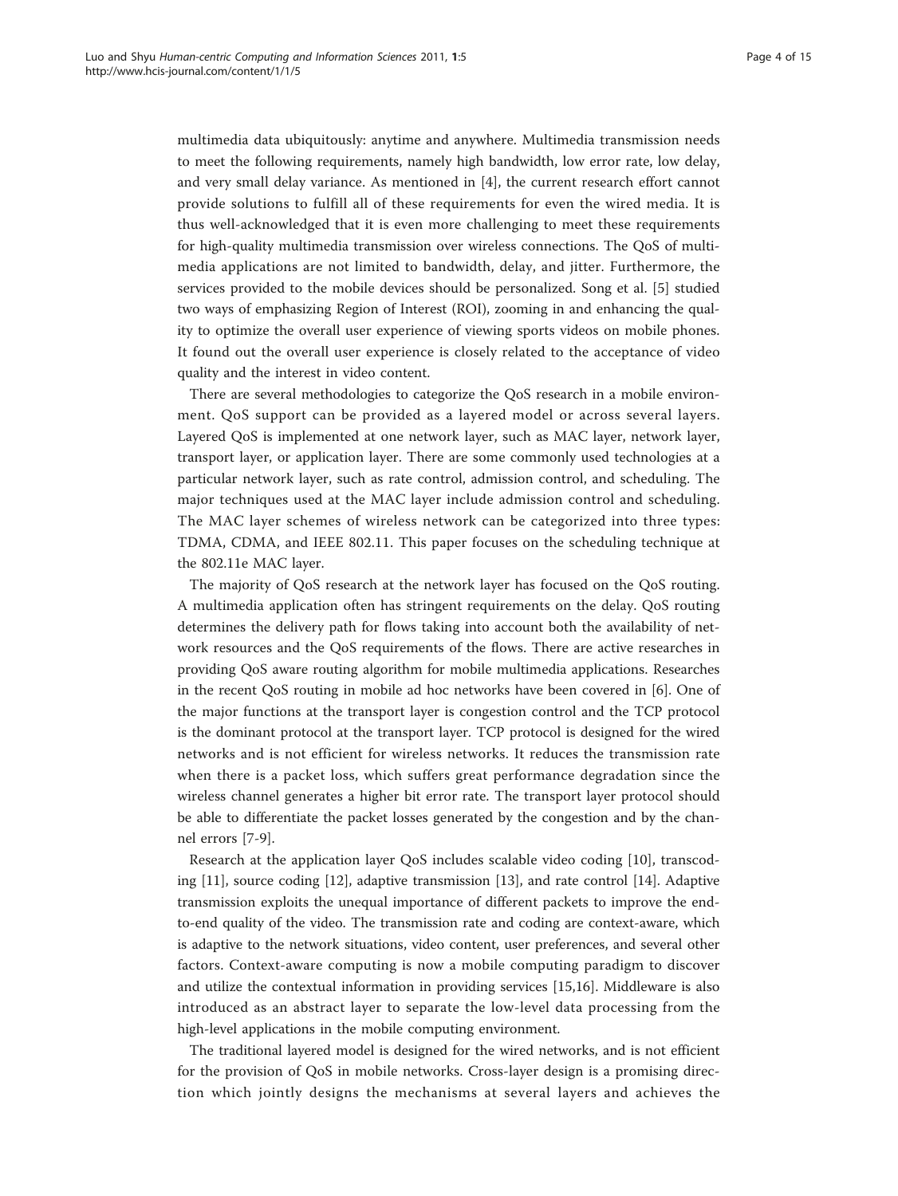multimedia data ubiquitously: anytime and anywhere. Multimedia transmission needs to meet the following requirements, namely high bandwidth, low error rate, low delay, and very small delay variance. As mentioned in [4], the current research effort cannot provide solutions to fulfill all of these requirements for even the wired media. It is thus well-acknowledged that it is even more challenging to meet these requirements for high-quality multimedia transmission over wireless connections. The QoS of multimedia applications are not limited to bandwidth, delay, and jitter. Furthermore, the services provided to the mobile devices should be personalized. Song et al. [5] studied two ways of emphasizing Region of Interest (ROI), zooming in and enhancing the quality to optimize the overall user experience of viewing sports videos on mobile phones. It found out the overall user experience is closely related to the acceptance of video quality and the interest in video content.

There are several methodologies to categorize the QoS research in a mobile environment. QoS support can be provided as a layered model or across several layers. Layered QoS is implemented at one network layer, such as MAC layer, network layer, transport layer, or application layer. There are some commonly used technologies at a particular network layer, such as rate control, admission control, and scheduling. The major techniques used at the MAC layer include admission control and scheduling. The MAC layer schemes of wireless network can be categorized into three types: TDMA, CDMA, and IEEE 802.11. This paper focuses on the scheduling technique at the 802.11e MAC layer.

The majority of QoS research at the network layer has focused on the QoS routing. A multimedia application often has stringent requirements on the delay. QoS routing determines the delivery path for flows taking into account both the availability of network resources and the QoS requirements of the flows. There are active researches in providing QoS aware routing algorithm for mobile multimedia applications. Researches in the recent QoS routing in mobile ad hoc networks have been covered in [6]. One of the major functions at the transport layer is congestion control and the TCP protocol is the dominant protocol at the transport layer. TCP protocol is designed for the wired networks and is not efficient for wireless networks. It reduces the transmission rate when there is a packet loss, which suffers great performance degradation since the wireless channel generates a higher bit error rate. The transport layer protocol should be able to differentiate the packet losses generated by the congestion and by the channel errors [7-9].

Research at the application layer QoS includes scalable video coding [10], transcoding [11], source coding [12], adaptive transmission [13], and rate control [14]. Adaptive transmission exploits the unequal importance of different packets to improve the end-to-end quality of the video. The transmission rate and coding are context-aware, which is adaptive to the network situations, video content, user preferences, and several other factors. Context-aware computing is now a mobile computing paradigm to discover and utilize the contextual information in providing services [15,16]. Middleware is also introduced as an abstract layer to separate the low-level data processing from the high-level applications in the mobile computing environment.

The traditional layered model is designed for the wired networks, and is not efficient for the provision of QoS in mobile networks. Cross-layer design is a promising direction which jointly designs the mechanisms at several layers and achieves the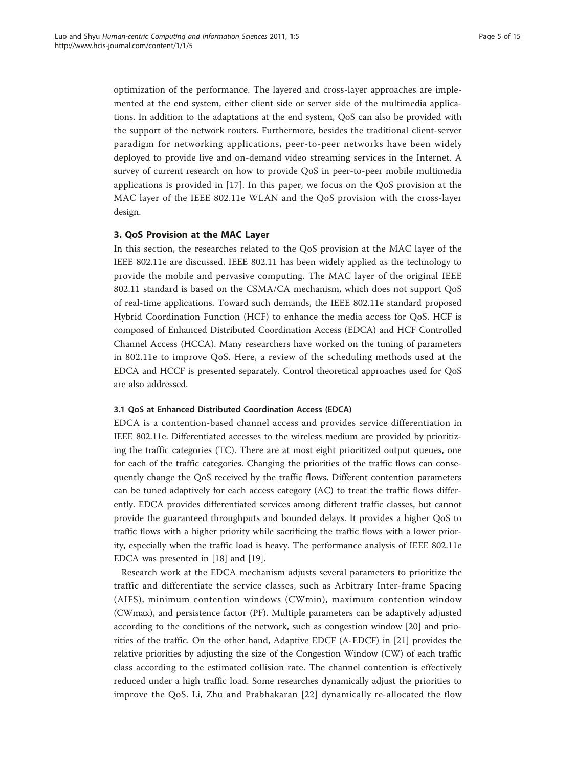optimization of the performance. The layered and cross-layer approaches are implemented at the end system, either client side or server side of the multimedia applications. In addition to the adaptations at the end system, QoS can also be provided with the support of the network routers. Furthermore, besides the traditional client-server paradigm for networking applications, peer-to-peer networks have been widely deployed to provide live and on-demand video streaming services in the Internet. A survey of current research on how to provide QoS in peer-to-peer mobile multimedia applications is provided in [17]. In this paper, we focus on the QoS provision at the MAC layer of the IEEE 802.11e WLAN and the QoS provision with the cross-layer design.

## 3. QoS Provision at the MAC Layer

In this section, the researches related to the QoS provision at the MAC layer of the IEEE 802.11e are discussed. IEEE 802.11 has been widely applied as the technology to provide the mobile and pervasive computing. The MAC layer of the original IEEE 802.11 standard is based on the CSMA/CA mechanism, which does not support QoS of real-time applications. Toward such demands, the IEEE 802.11e standard proposed Hybrid Coordination Function (HCF) to enhance the media access for QoS. HCF is composed of Enhanced Distributed Coordination Access (EDCA) and HCF Controlled Channel Access (HCCA). Many researchers have worked on the tuning of parameters in 802.11e to improve QoS. Here, a review of the scheduling methods used at the EDCA and HCCF is presented separately. Control theoretical approaches used for QoS are also addressed.

### 3.1 QoS at Enhanced Distributed Coordination Access (EDCA)

EDCA is a contention-based channel access and provides service differentiation in IEEE 802.11e. Differentiated accesses to the wireless medium are provided by prioritizing the traffic categories (TC). There are at most eight prioritized output queues, one for each of the traffic categories. Changing the priorities of the traffic flows can consequently change the QoS received by the traffic flows. Different contention parameters can be tuned adaptively for each access category (AC) to treat the traffic flows differently. EDCA provides differentiated services among different traffic classes, but cannot provide the guaranteed throughputs and bounded delays. It provides a higher QoS to traffic flows with a higher priority while sacrificing the traffic flows with a lower priority, especially when the traffic load is heavy. The performance analysis of IEEE 802.11e EDCA was presented in [18] and [19].

Research work at the EDCA mechanism adjusts several parameters to prioritize the traffic and differentiate the service classes, such as Arbitrary Inter-frame Spacing (AIFS), minimum contention windows (CWmin), maximum contention window (CWmax), and persistence factor (PF). Multiple parameters can be adaptively adjusted according to the conditions of the network, such as congestion window [20] and priorities of the traffic. On the other hand, Adaptive EDCF (A-EDCF) in [21] provides the relative priorities by adjusting the size of the Congestion Window (CW) of each traffic class according to the estimated collision rate. The channel contention is effectively reduced under a high traffic load. Some researches dynamically adjust the priorities to improve the QoS. Li, Zhu and Prabhakaran [22] dynamically re-allocated the flow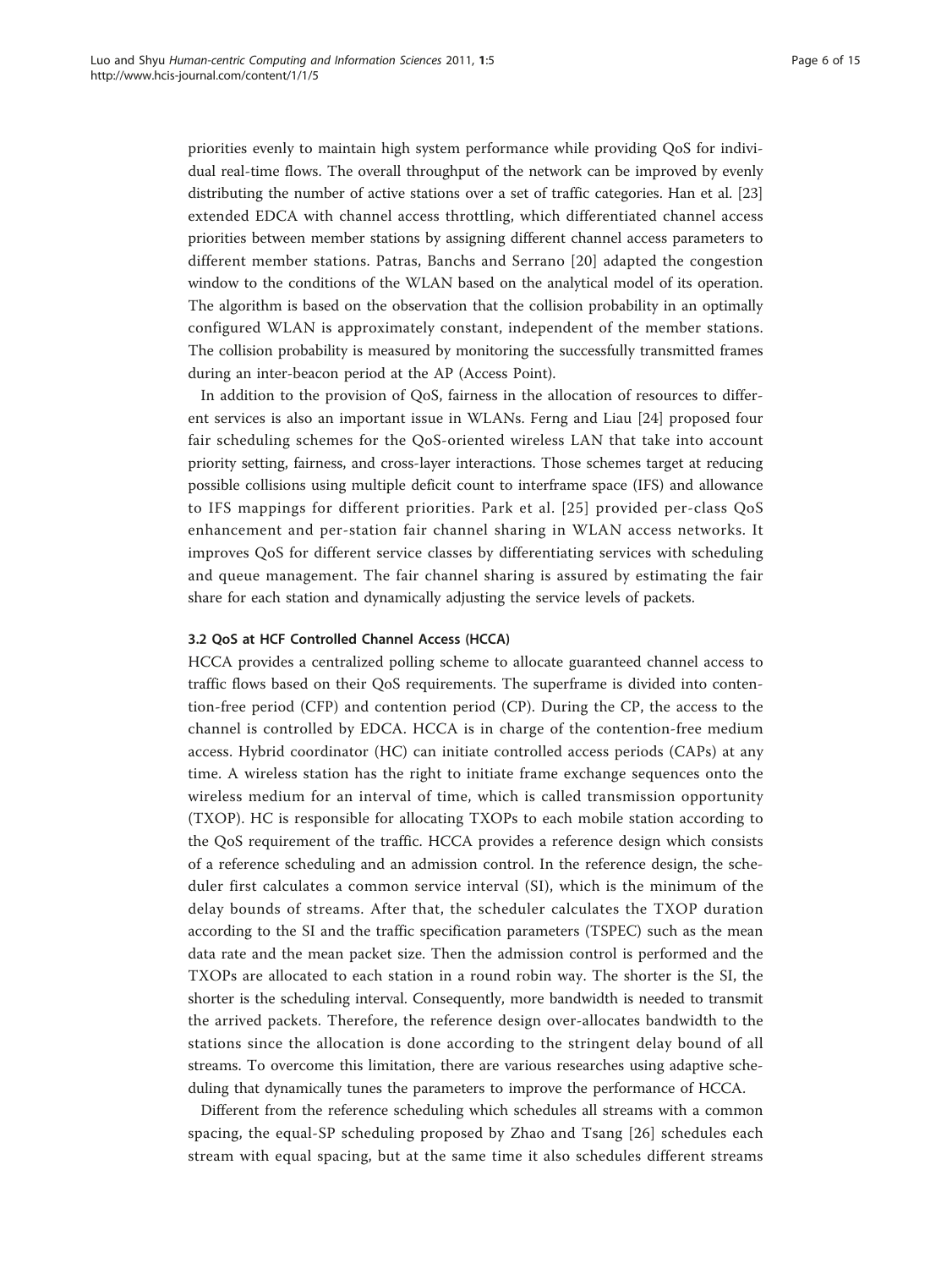priorities evenly to maintain high system performance while providing QoS for individual real-time flows. The overall throughput of the network can be improved by evenly distributing the number of active stations over a set of traffic categories. Han et al. [23] extended EDCA with channel access throttling, which differentiated channel access priorities between member stations by assigning different channel access parameters to different member stations. Patras, Banchs and Serrano [20] adapted the congestion window to the conditions of the WLAN based on the analytical model of its operation. The algorithm is based on the observation that the collision probability in an optimally configured WLAN is approximately constant, independent of the member stations. The collision probability is measured by monitoring the successfully transmitted frames during an inter-beacon period at the AP (Access Point).

In addition to the provision of QoS, fairness in the allocation of resources to different services is also an important issue in WLANs. Ferng and Liau [24] proposed four fair scheduling schemes for the QoS-oriented wireless LAN that take into account priority setting, fairness, and cross-layer interactions. Those schemes target at reducing possible collisions using multiple deficit count to interframe space (IFS) and allowance to IFS mappings for different priorities. Park et al. [25] provided per-class QoS enhancement and per-station fair channel sharing in WLAN access networks. It improves QoS for different service classes by differentiating services with scheduling and queue management. The fair channel sharing is assured by estimating the fair share for each station and dynamically adjusting the service levels of packets.

### 3.2 QoS at HCF Controlled Channel Access (HCCA)

HCCA provides a centralized polling scheme to allocate guaranteed channel access to traffic flows based on their QoS requirements. The superframe is divided into contention-free period (CFP) and contention period (CP). During the CP, the access to the channel is controlled by EDCA. HCCA is in charge of the contention-free medium access. Hybrid coordinator (HC) can initiate controlled access periods (CAPs) at any time. A wireless station has the right to initiate frame exchange sequences onto the wireless medium for an interval of time, which is called transmission opportunity (TXOP). HC is responsible for allocating TXOPs to each mobile station according to the QoS requirement of the traffic. HCCA provides a reference design which consists of a reference scheduling and an admission control. In the reference design, the scheduler first calculates a common service interval (SI), which is the minimum of the delay bounds of streams. After that, the scheduler calculates the TXOP duration according to the SI and the traffic specification parameters (TSPEC) such as the mean data rate and the mean packet size. Then the admission control is performed and the TXOPs are allocated to each station in a round robin way. The shorter is the SI, the shorter is the scheduling interval. Consequently, more bandwidth is needed to transmit the arrived packets. Therefore, the reference design over-allocates bandwidth to the stations since the allocation is done according to the stringent delay bound of all streams. To overcome this limitation, there are various researches using adaptive scheduling that dynamically tunes the parameters to improve the performance of HCCA.

Different from the reference scheduling which schedules all streams with a common spacing, the equal-SP scheduling proposed by Zhao and Tsang [26] schedules each stream with equal spacing, but at the same time it also schedules different streams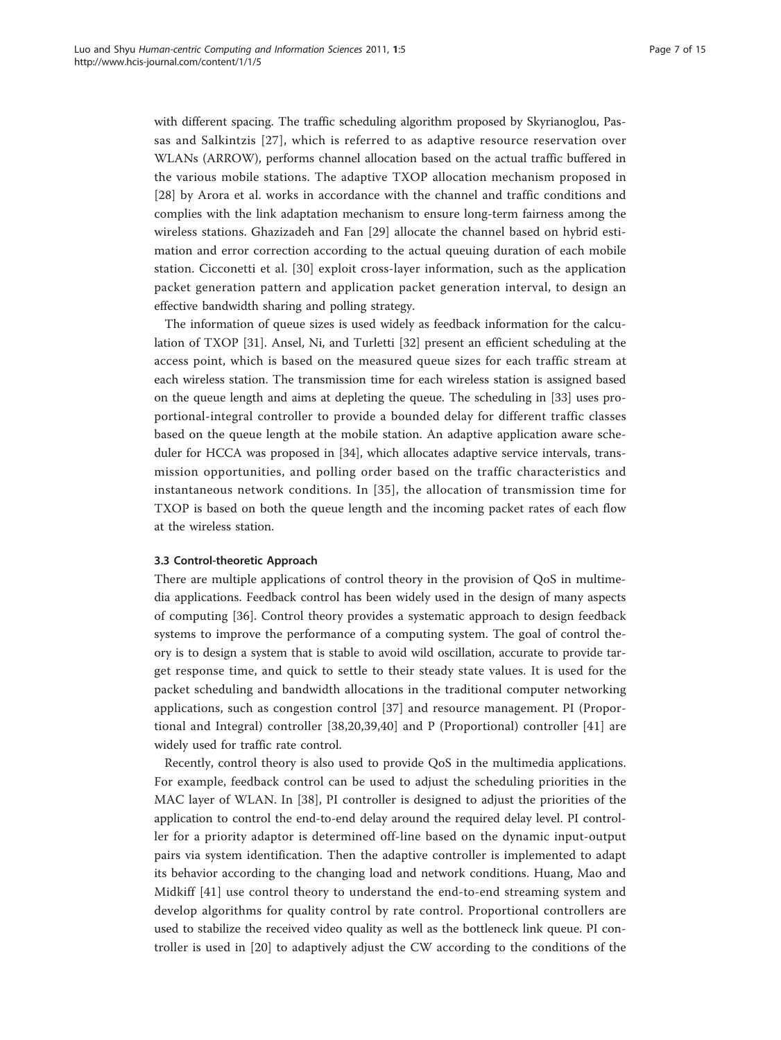with different spacing. The traffic scheduling algorithm proposed by Skyrianoglou, Passas and Salkintzis [27], which is referred to as adaptive resource reservation over WLANs (ARROW), performs channel allocation based on the actual traffic buffered in the various mobile stations. The adaptive TXOP allocation mechanism proposed in [28] by Arora et al. works in accordance with the channel and traffic conditions and complies with the link adaptation mechanism to ensure long-term fairness among the wireless stations. Ghazizadeh and Fan [29] allocate the channel based on hybrid estimation and error correction according to the actual queuing duration of each mobile station. Cicconetti et al. [30] exploit cross-layer information, such as the application packet generation pattern and application packet generation interval, to design an effective bandwidth sharing and polling strategy.

The information of queue sizes is used widely as feedback information for the calculation of TXOP [31]. Ansel, Ni, and Turletti [32] present an efficient scheduling at the access point, which is based on the measured queue sizes for each traffic stream at each wireless station. The transmission time for each wireless station is assigned based on the queue length and aims at depleting the queue. The scheduling in [33] uses proportional-integral controller to provide a bounded delay for different traffic classes based on the queue length at the mobile station. An adaptive application aware scheduler for HCCA was proposed in [34], which allocates adaptive service intervals, transmission opportunities, and polling order based on the traffic characteristics and instantaneous network conditions. In [35], the allocation of transmission time for TXOP is based on both the queue length and the incoming packet rates of each flow at the wireless station.

### 3.3 Control-theoretic Approach

There are multiple applications of control theory in the provision of QoS in multimedia applications. Feedback control has been widely used in the design of many aspects of computing [36]. Control theory provides a systematic approach to design feedback systems to improve the performance of a computing system. The goal of control theory is to design a system that is stable to avoid wild oscillation, accurate to provide target response time, and quick to settle to their steady state values. It is used for the packet scheduling and bandwidth allocations in the traditional computer networking applications, such as congestion control [37] and resource management. PI (Proportional and Integral) controller [38,20,39,40] and P (Proportional) controller [41] are widely used for traffic rate control.

Recently, control theory is also used to provide QoS in the multimedia applications. For example, feedback control can be used to adjust the scheduling priorities in the MAC layer of WLAN. In [38], PI controller is designed to adjust the priorities of the application to control the end-to-end delay around the required delay level. PI controller for a priority adaptor is determined off-line based on the dynamic input-output pairs via system identification. Then the adaptive controller is implemented to adapt its behavior according to the changing load and network conditions. Huang, Mao and Midkiff [41] use control theory to understand the end-to-end streaming system and develop algorithms for quality control by rate control. Proportional controllers are used to stabilize the received video quality as well as the bottleneck link queue. PI controller is used in [20] to adaptively adjust the CW according to the conditions of the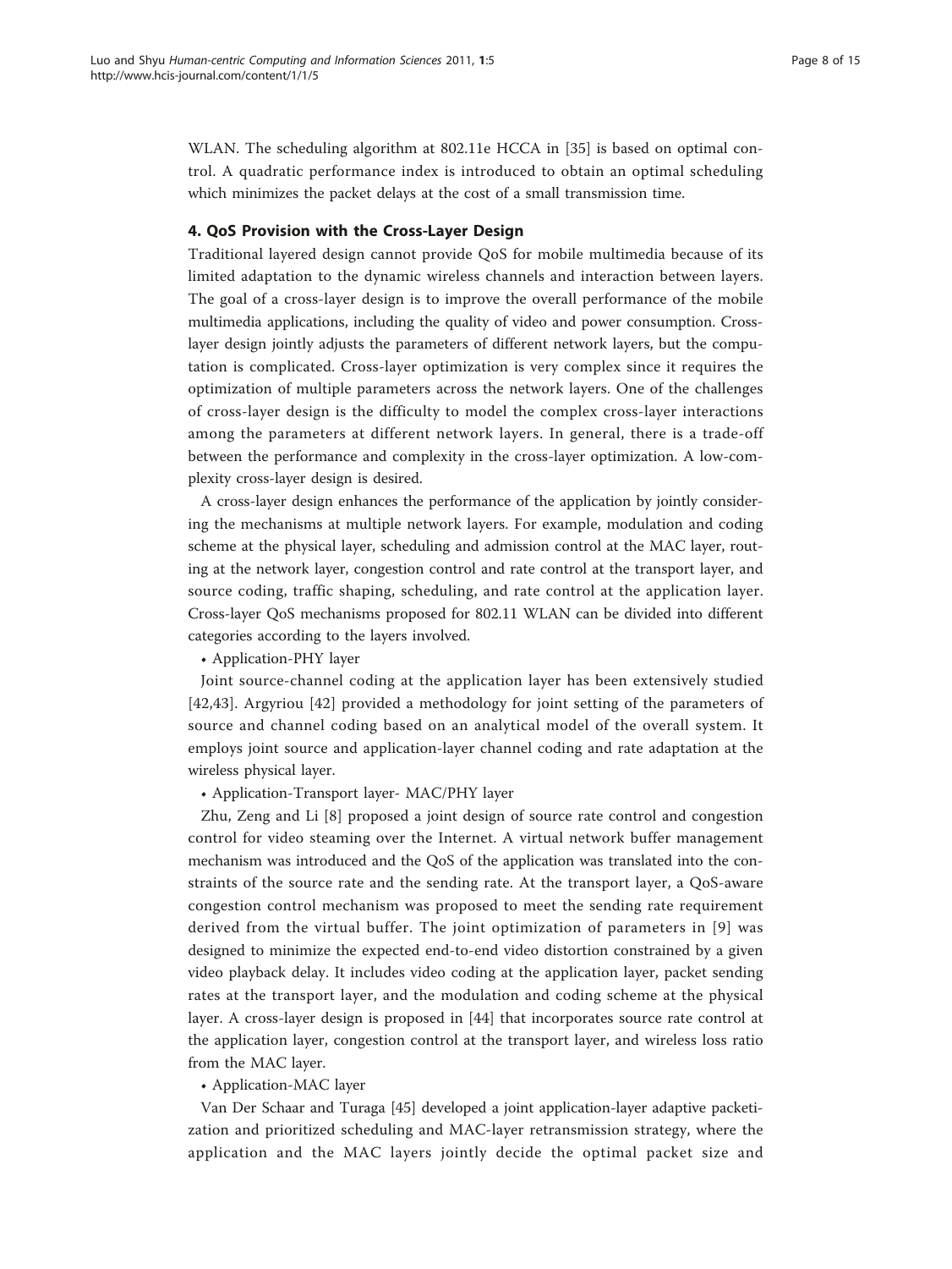WLAN. The scheduling algorithm at 802.11e HCCA in [35] is based on optimal control. A quadratic performance index is introduced to obtain an optimal scheduling which minimizes the packet delays at the cost of a small transmission time.

## 4. QoS Provision with the Cross-Layer Design

Traditional layered design cannot provide QoS for mobile multimedia because of its limited adaptation to the dynamic wireless channels and interaction between layers. The goal of a cross-layer design is to improve the overall performance of the mobile multimedia applications, including the quality of video and power consumption. Cross-layer design jointly adjusts the parameters of different network layers, but the computation is complicated. Cross-layer optimization is very complex since it requires the optimization of multiple parameters across the network layers. One of the challenges of cross-layer design is the difficulty to model the complex cross-layer interactions among the parameters at different network layers. In general, there is a trade-off between the performance and complexity in the cross-layer optimization. A low-complexity cross-layer design is desired.

A cross-layer design enhances the performance of the application by jointly considering the mechanisms at multiple network layers. For example, modulation and coding scheme at the physical layer, scheduling and admission control at the MAC layer, routing at the network layer, congestion control and rate control at the transport layer, and source coding, traffic shaping, scheduling, and rate control at the application layer. Cross-layer QoS mechanisms proposed for 802.11 WLAN can be divided into different categories according to the layers involved.

- Application-PHY layer

Joint source-channel coding at the application layer has been extensively studied [42,43]. Argyriou [42] provided a methodology for joint setting of the parameters of source and channel coding based on an analytical model of the overall system. It employs joint source and application-layer channel coding and rate adaptation at the wireless physical layer.

- Application-Transport layer- MAC/PHY layer

Zhu, Zeng and Li [8] proposed a joint design of source rate control and congestion control for video steaming over the Internet. A virtual network buffer management mechanism was introduced and the QoS of the application was translated into the constraints of the source rate and the sending rate. At the transport layer, a QoS-aware congestion control mechanism was proposed to meet the sending rate requirement derived from the virtual buffer. The joint optimization of parameters in [9] was designed to minimize the expected end-to-end video distortion constrained by a given video playback delay. It includes video coding at the application layer, packet sending rates at the transport layer, and the modulation and coding scheme at the physical layer. A cross-layer design is proposed in [44] that incorporates source rate control at the application layer, congestion control at the transport layer, and wireless loss ratio from the MAC layer.

- Application-MAC layer

Van Der Schaar and Turaga [45] developed a joint application-layer adaptive packetization and prioritized scheduling and MAC-layer retransmission strategy, where the application and the MAC layers jointly decide the optimal packet size and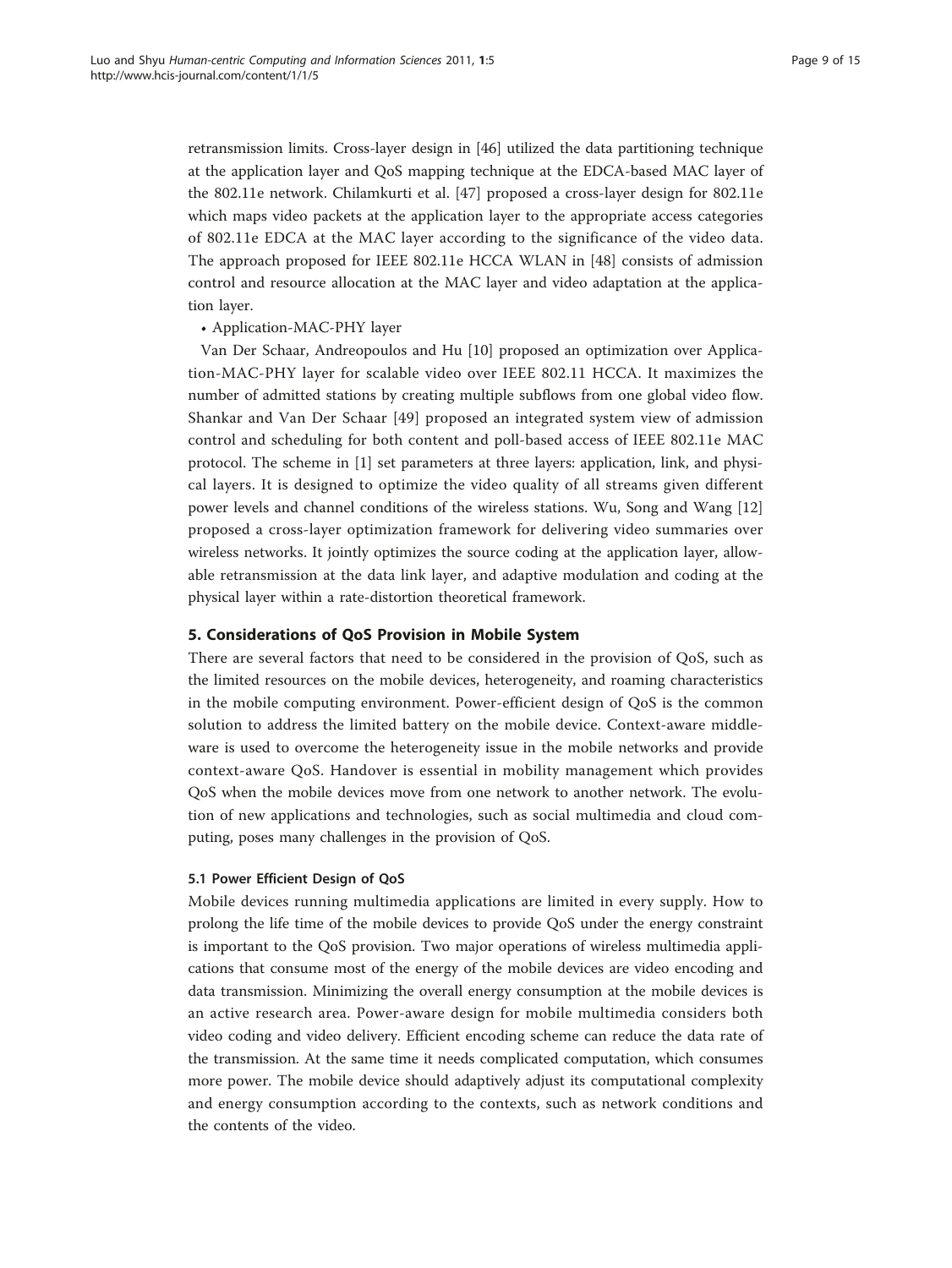retransmission limits. Cross-layer design in [46] utilized the data partitioning technique at the application layer and QoS mapping technique at the EDCA-based MAC layer of the 802.11e network. Chilamkurti et al. [47] proposed a cross-layer design for 802.11e which maps video packets at the application layer to the appropriate access categories of 802.11e EDCA at the MAC layer according to the significance of the video data. The approach proposed for IEEE 802.11e HCCA WLAN in [48] consists of admission control and resource allocation at the MAC layer and video adaptation at the application layer.

- Application-MAC-PHY layer

Van Der Schaar, Andreopoulos and Hu [10] proposed an optimization over Application-MAC-PHY layer for scalable video over IEEE 802.11 HCCA. It maximizes the number of admitted stations by creating multiple subflows from one global video flow. Shankar and Van Der Schaar [49] proposed an integrated system view of admission control and scheduling for both content and poll-based access of IEEE 802.11e MAC protocol. The scheme in [1] set parameters at three layers: application, link, and physical layers. It is designed to optimize the video quality of all streams given different power levels and channel conditions of the wireless stations. Wu, Song and Wang [12] proposed a cross-layer optimization framework for delivering video summaries over wireless networks. It jointly optimizes the source coding at the application layer, allowable retransmission at the data link layer, and adaptive modulation and coding at the physical layer within a rate-distortion theoretical framework.

## 5. Considerations of QoS Provision in Mobile System

There are several factors that need to be considered in the provision of QoS, such as the limited resources on the mobile devices, heterogeneity, and roaming characteristics in the mobile computing environment. Power-efficient design of QoS is the common solution to address the limited battery on the mobile device. Context-aware middleware is used to overcome the heterogeneity issue in the mobile networks and provide context-aware QoS. Handover is essential in mobility management which provides QoS when the mobile devices move from one network to another network. The evolution of new applications and technologies, such as social multimedia and cloud computing, poses many challenges in the provision of QoS.

### 5.1 Power Efficient Design of QoS

Mobile devices running multimedia applications are limited in every supply. How to prolong the life time of the mobile devices to provide QoS under the energy constraint is important to the QoS provision. Two major operations of wireless multimedia applications that consume most of the energy of the mobile devices are video encoding and data transmission. Minimizing the overall energy consumption at the mobile devices is an active research area. Power-aware design for mobile multimedia considers both video coding and video delivery. Efficient encoding scheme can reduce the data rate of the transmission. At the same time it needs complicated computation, which consumes more power. The mobile device should adaptively adjust its computational complexity and energy consumption according to the contexts, such as network conditions and the contents of the video.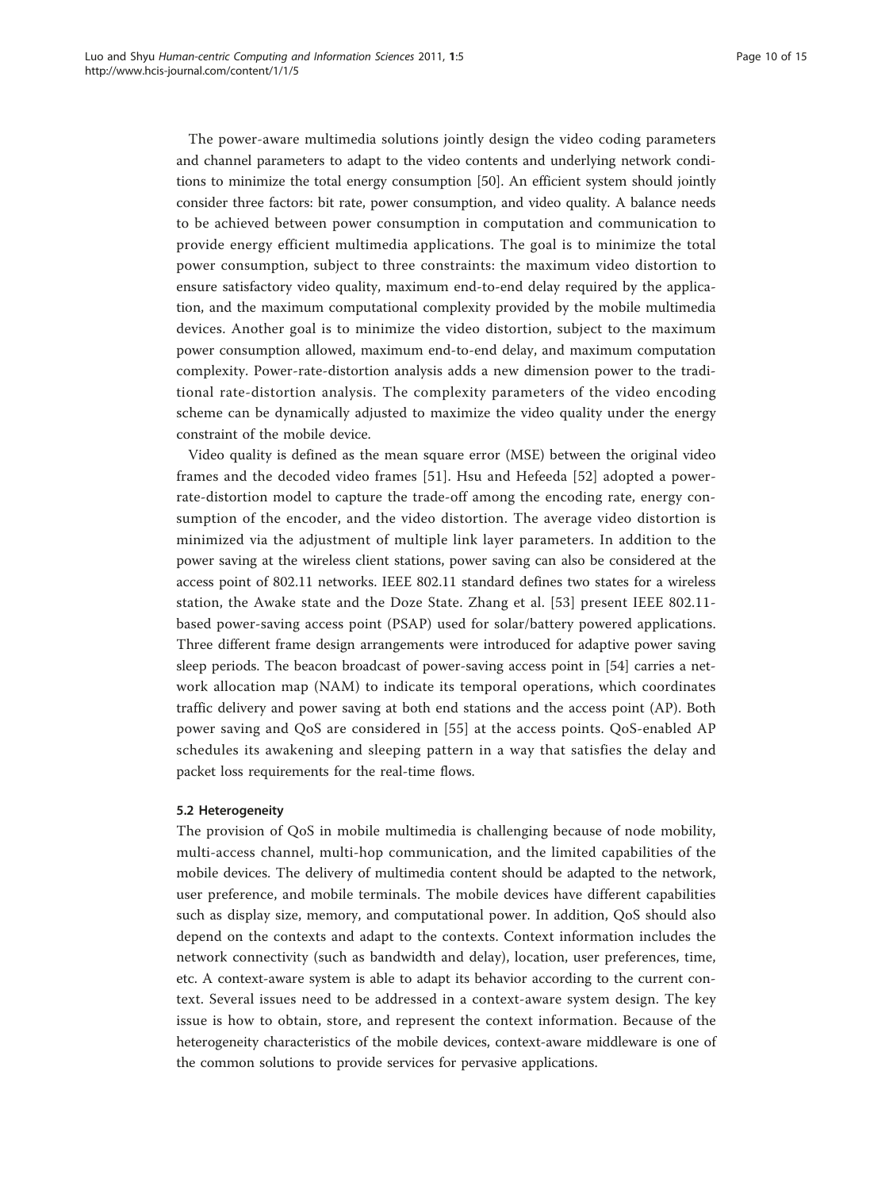The power-aware multimedia solutions jointly design the video coding parameters and channel parameters to adapt to the video contents and underlying network conditions to minimize the total energy consumption [50]. An efficient system should jointly consider three factors: bit rate, power consumption, and video quality. A balance needs to be achieved between power consumption in computation and communication to provide energy efficient multimedia applications. The goal is to minimize the total power consumption, subject to three constraints: the maximum video distortion to ensure satisfactory video quality, maximum end-to-end delay required by the application, and the maximum computational complexity provided by the mobile multimedia devices. Another goal is to minimize the video distortion, subject to the maximum power consumption allowed, maximum end-to-end delay, and maximum computation complexity. Power-rate-distortion analysis adds a new dimension power to the traditional rate-distortion analysis. The complexity parameters of the video encoding scheme can be dynamically adjusted to maximize the video quality under the energy constraint of the mobile device.

Video quality is defined as the mean square error (MSE) between the original video frames and the decoded video frames [51]. Hsu and Hefeeda [52] adopted a power-rate-distortion model to capture the trade-off among the encoding rate, energy consumption of the encoder, and the video distortion. The average video distortion is minimized via the adjustment of multiple link layer parameters. In addition to the power saving at the wireless client stations, power saving can also be considered at the access point of 802.11 networks. IEEE 802.11 standard defines two states for a wireless station, the Awake state and the Doze State. Zhang et al. [53] present IEEE 802.11-based power-saving access point (PSAP) used for solar/battery powered applications. Three different frame design arrangements were introduced for adaptive power saving sleep periods. The beacon broadcast of power-saving access point in [54] carries a network allocation map (NAM) to indicate its temporal operations, which coordinates traffic delivery and power saving at both end stations and the access point (AP). Both power saving and QoS are considered in [55] at the access points. QoS-enabled AP schedules its awakening and sleeping pattern in a way that satisfies the delay and packet loss requirements for the real-time flows.

### 5.2 Heterogeneity

The provision of QoS in mobile multimedia is challenging because of node mobility, multi-access channel, multi-hop communication, and the limited capabilities of the mobile devices. The delivery of multimedia content should be adapted to the network, user preference, and mobile terminals. The mobile devices have different capabilities such as display size, memory, and computational power. In addition, QoS should also depend on the contexts and adapt to the contexts. Context information includes the network connectivity (such as bandwidth and delay), location, user preferences, time, etc. A context-aware system is able to adapt its behavior according to the current context. Several issues need to be addressed in a context-aware system design. The key issue is how to obtain, store, and represent the context information. Because of the heterogeneity characteristics of the mobile devices, context-aware middleware is one of the common solutions to provide services for pervasive applications.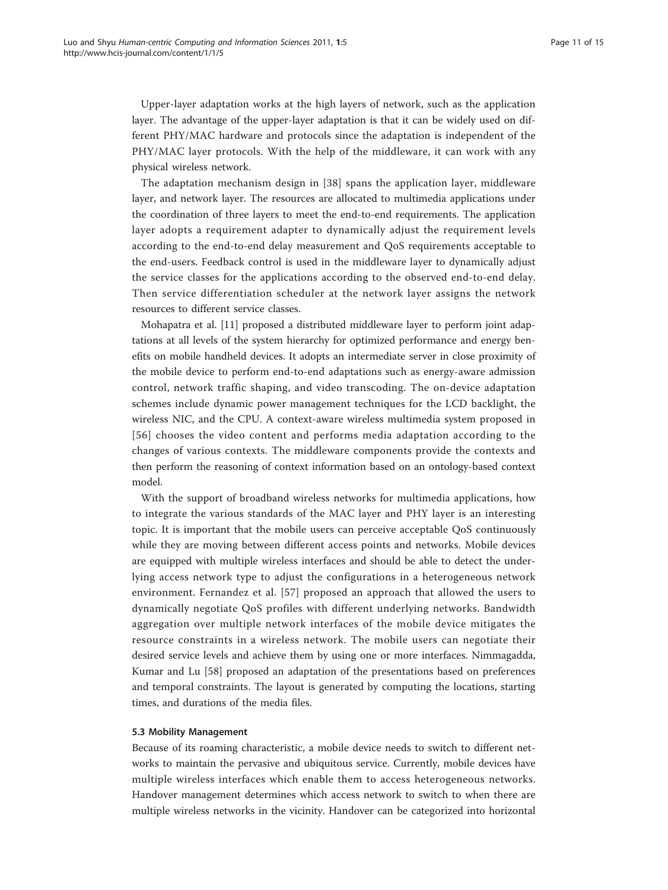Upper-layer adaptation works at the high layers of network, such as the application layer. The advantage of the upper-layer adaptation is that it can be widely used on different PHY/MAC hardware and protocols since the adaptation is independent of the PHY/MAC layer protocols. With the help of the middleware, it can work with any physical wireless network.

The adaptation mechanism design in [38] spans the application layer, middleware layer, and network layer. The resources are allocated to multimedia applications under the coordination of three layers to meet the end-to-end requirements. The application layer adopts a requirement adapter to dynamically adjust the requirement levels according to the end-to-end delay measurement and QoS requirements acceptable to the end-users. Feedback control is used in the middleware layer to dynamically adjust the service classes for the applications according to the observed end-to-end delay. Then service differentiation scheduler at the network layer assigns the network resources to different service classes.

Mohapatra et al. [11] proposed a distributed middleware layer to perform joint adaptations at all levels of the system hierarchy for optimized performance and energy benefits on mobile handheld devices. It adopts an intermediate server in close proximity of the mobile device to perform end-to-end adaptations such as energy-aware admission control, network traffic shaping, and video transcoding. The on-device adaptation schemes include dynamic power management techniques for the LCD backlight, the wireless NIC, and the CPU. A context-aware wireless multimedia system proposed in [56] chooses the video content and performs media adaptation according to the changes of various contexts. The middleware components provide the contexts and then perform the reasoning of context information based on an ontology-based context model.

With the support of broadband wireless networks for multimedia applications, how to integrate the various standards of the MAC layer and PHY layer is an interesting topic. It is important that the mobile users can perceive acceptable QoS continuously while they are moving between different access points and networks. Mobile devices are equipped with multiple wireless interfaces and should be able to detect the underlying access network type to adjust the configurations in a heterogeneous network environment. Fernandez et al. [57] proposed an approach that allowed the users to dynamically negotiate QoS profiles with different underlying networks. Bandwidth aggregation over multiple network interfaces of the mobile device mitigates the resource constraints in a wireless network. The mobile users can negotiate their desired service levels and achieve them by using one or more interfaces. Nimmagadda, Kumar and Lu [58] proposed an adaptation of the presentations based on preferences and temporal constraints. The layout is generated by computing the locations, starting times, and durations of the media files.

### 5.3 Mobility Management

Because of its roaming characteristic, a mobile device needs to switch to different networks to maintain the pervasive and ubiquitous service. Currently, mobile devices have multiple wireless interfaces which enable them to access heterogeneous networks. Handover management determines which access network to switch to when there are multiple wireless networks in the vicinity. Handover can be categorized into horizontal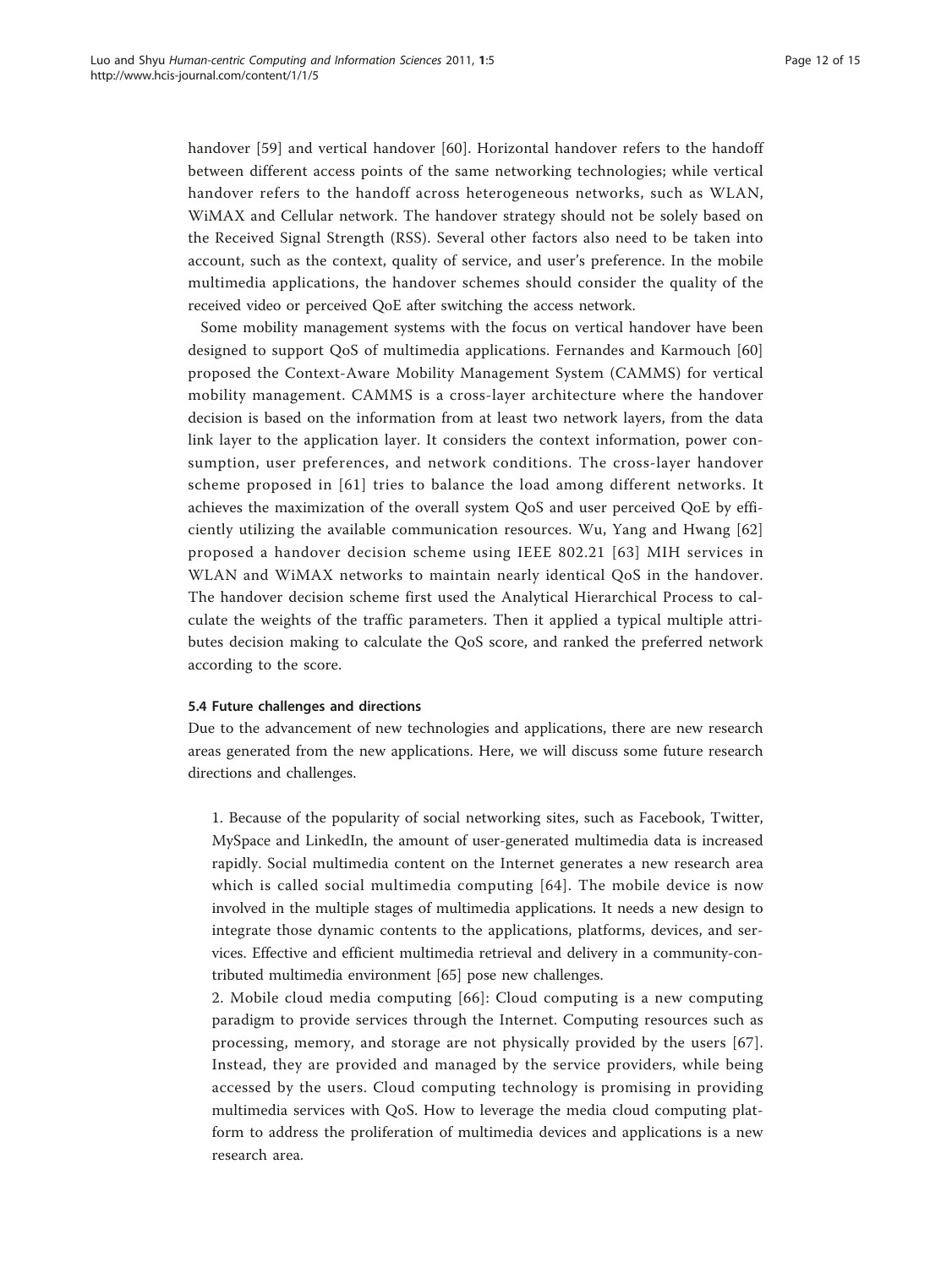handover [59] and vertical handover [60]. Horizontal handover refers to the handoff between different access points of the same networking technologies; while vertical handover refers to the handoff across heterogeneous networks, such as WLAN, WiMAX and Cellular network. The handover strategy should not be solely based on the Received Signal Strength (RSS). Several other factors also need to be taken into account, such as the context, quality of service, and user's preference. In the mobile multimedia applications, the handover schemes should consider the quality of the received video or perceived QoE after switching the access network.

Some mobility management systems with the focus on vertical handover have been designed to support QoS of multimedia applications. Fernandes and Karmouch [60] proposed the Context-Aware Mobility Management System (CAMMS) for vertical mobility management. CAMMS is a cross-layer architecture where the handover decision is based on the information from at least two network layers, from the data link layer to the application layer. It considers the context information, power consumption, user preferences, and network conditions. The cross-layer handover scheme proposed in [61] tries to balance the load among different networks. It achieves the maximization of the overall system QoS and user perceived QoE by efficiently utilizing the available communication resources. Wu, Yang and Hwang [62] proposed a handover decision scheme using IEEE 802.21 [63] MIH services in WLAN and WiMAX networks to maintain nearly identical QoS in the handover. The handover decision scheme first used the Analytical Hierarchical Process to calculate the weights of the traffic parameters. Then it applied a typical multiple attributes decision making to calculate the QoS score, and ranked the preferred network according to the score.

#### 5.4 Future challenges and directions

Due to the advancement of new technologies and applications, there are new research areas generated from the new applications. Here, we will discuss some future research directions and challenges.

1. Because of the popularity of social networking sites, such as Facebook, Twitter, MySpace and LinkedIn, the amount of user-generated multimedia data is increased rapidly. Social multimedia content on the Internet generates a new research area which is called social multimedia computing [64]. The mobile device is now involved in the multiple stages of multimedia applications. It needs a new design to integrate those dynamic contents to the applications, platforms, devices, and services. Effective and efficient multimedia retrieval and delivery in a community-contributed multimedia environment [65] pose new challenges.
2. Mobile cloud media computing [66]: Cloud computing is a new computing paradigm to provide services through the Internet. Computing resources such as processing, memory, and storage are not physically provided by the users [67]. Instead, they are provided and managed by the service providers, while being accessed by the users. Cloud computing technology is promising in providing multimedia services with QoS. How to leverage the media cloud computing platform to address the proliferation of multimedia devices and applications is a new research area.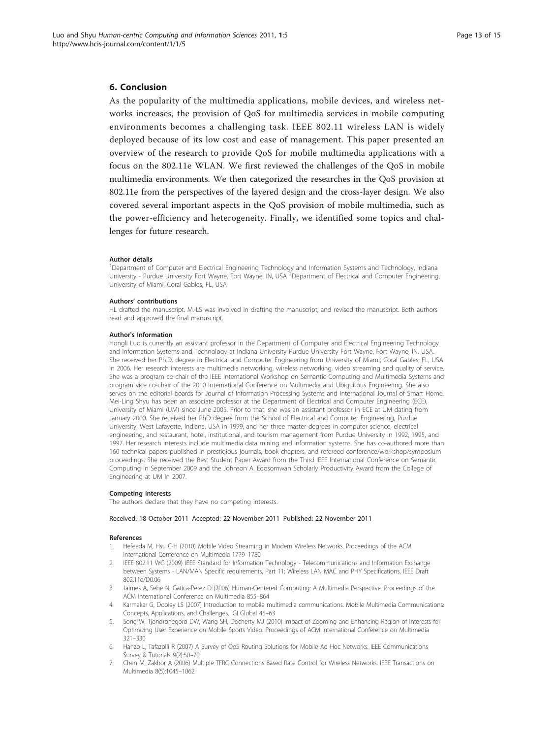## 6. Conclusion

As the popularity of the multimedia applications, mobile devices, and wireless networks increases, the provision of QoS for multimedia services in mobile computing environments becomes a challenging task. IEEE 802.11 wireless LAN is widely deployed because of its low cost and ease of management. This paper presented an overview of the research to provide QoS for mobile multimedia applications with a focus on the 802.11e WLAN. We first reviewed the challenges of the QoS in mobile multimedia environments. We then categorized the researches in the QoS provision at 802.11e from the perspectives of the layered design and the cross-layer design. We also covered several important aspects in the QoS provision of mobile multimedia, such as the power-efficiency and heterogeneity. Finally, we identified some topics and challenges for future research.

#### Author details

[1]Department of Computer and Electrical Engineering Technology and Information Systems and Technology, Indiana University - Purdue University Fort Wayne, Fort Wayne, IN, USA [2]Department of Electrical and Computer Engineering, University of Miami, Coral Gables, FL, USA

#### Authors' contributions

HL drafted the manuscript. M.-LS was involved in drafting the manuscript, and revised the manuscript. Both authors read and approved the final manuscript.

#### Author's Information

Hongli Luo is currently an assistant professor in the Department of Computer and Electrical Engineering Technology and Information Systems and Technology at Indiana University Purdue University Fort Wayne, Fort Wayne, IN, USA. She received her Ph.D. degree in Electrical and Computer Engineering from University of Miami, Coral Gables, FL, USA in 2006. Her research interests are multimedia networking, wireless networking, video streaming and quality of service. She was a program co-chair of the IEEE International Workshop on Semantic Computing and Multimedia Systems and program vice co-chair of the 2010 International Conference on Multimedia and Ubiquitous Engineering. She also serves on the editorial boards for Journal of Information Processing Systems and International Journal of Smart Home.
Mei-Ling Shyu has been an associate professor at the Department of Electrical and Computer Engineering (ECE), University of Miami (UM) since June 2005. Prior to that, she was an assistant professor in ECE at UM dating from January 2000. She received her PhD degree from the School of Electrical and Computer Engineering, Purdue University, West Lafayette, Indiana, USA in 1999, and her three master degrees in computer science, electrical engineering, and restaurant, hotel, institutional, and tourism management from Purdue University in 1992, 1995, and 1997. Her research interests include multimedia data mining and information systems. She has co-authored more than 160 technical papers published in prestigious journals, book chapters, and refereed conference/workshop/symposium proceedings. She received the Best Student Paper Award from the Third IEEE International Conference on Semantic Computing in September 2009 and the Johnson A. Edosomwan Scholarly Productivity Award from the College of Engineering at UM in 2007.

#### Competing interests

The authors declare that they have no competing interests.

Received: 18 October 2011 Accepted: 22 November 2011 Published: 22 November 2011

#### References

1. Hefeeda M, Hsu C-H (2010) Mobile Video Streaming in Modern Wireless Networks. Proceedings of the ACM International Conference on Multimedia 1779–1780
2. IEEE 802.11 WG (2009) IEEE Standard for Information Technology - Telecommunications and Information Exchange between Systems - LAN/MAN Specific requirements, Part 11: Wireless LAN MAC and PHY Specifications. IEEE Draft 802.11e/D0.06
3. Jaimes A, Sebe N, Gatica-Perez D (2006) Human-Centered Computing: A Multimedia Perspective. Proceedings of the ACM International Conference on Multimedia 855–864
4. Karmakar G, Dooley LS (2007) Introduction to mobile multimedia communications. Mobile Multimedia Communications: Concepts, Applications, and Challenges, IGI Global 45–63
5. Song W, Tjondronegoro DW, Wang SH, Docherty MJ (2010) Impact of Zooming and Enhancing Region of Interests for Optimizing User Experience on Mobile Sports Video. Proceedings of ACM International Conference on Multimedia 321–330
6. Hanzo L, Tafazolli R (2007) A Survey of QoS Routing Solutions for Mobile Ad Hoc Networks. IEEE Communications Survey & Tutorials 9(2):50–70
7. Chen M, Zakhor A (2006) Multiple TFRC Connections Based Rate Control for Wireless Networks. IEEE Transactions on Multimedia 8(5):1045–1062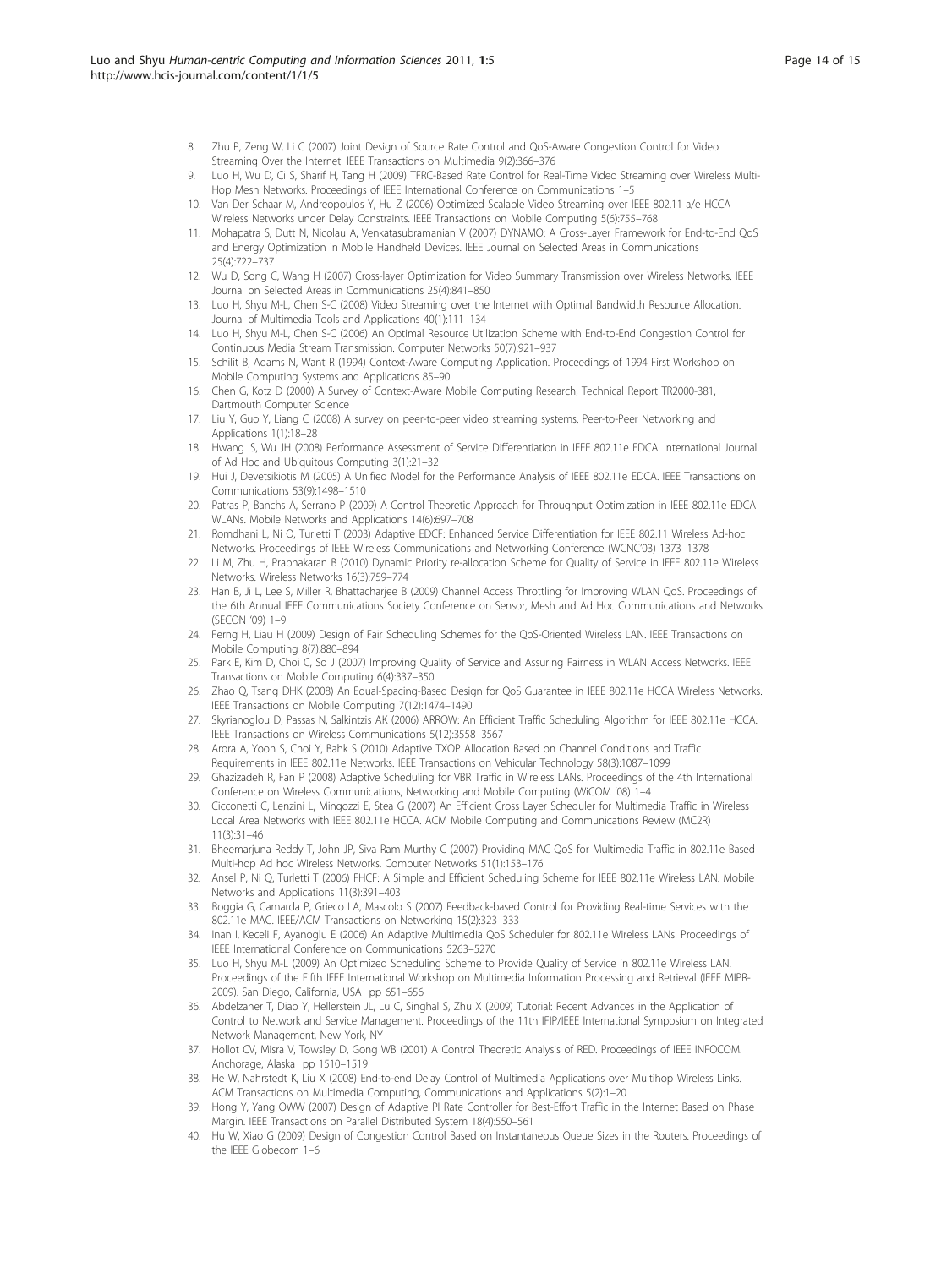8. Zhu P, Zeng W, Li C (2007) Joint Design of Source Rate Control and QoS-Aware Congestion Control for Video Streaming Over the Internet. IEEE Transactions on Multimedia 9(2):366–376
9. Luo H, Wu D, Ci S, Sharif H, Tang H (2009) TFRC-Based Rate Control for Real-Time Video Streaming over Wireless Multi-Hop Mesh Networks. Proceedings of IEEE International Conference on Communications 1–5
10. Van Der Schaar M, Andreopoulos Y, Hu Z (2006) Optimized Scalable Video Streaming over IEEE 802.11 a/e HCCA Wireless Networks under Delay Constraints. IEEE Transactions on Mobile Computing 5(6):755–768
11. Mohapatra S, Dutt N, Nicolau A, Venkatasubramanian V (2007) DYNAMO: A Cross-Layer Framework for End-to-End QoS and Energy Optimization in Mobile Handheld Devices. IEEE Journal on Selected Areas in Communications 25(4):722–737
12. Wu D, Song C, Wang H (2007) Cross-layer Optimization for Video Summary Transmission over Wireless Networks. IEEE Journal on Selected Areas in Communications 25(4):841–850
13. Luo H, Shyu M-L, Chen S-C (2008) Video Streaming over the Internet with Optimal Bandwidth Resource Allocation. Journal of Multimedia Tools and Applications 40(1):111–134
14. Luo H, Shyu M-L, Chen S-C (2006) An Optimal Resource Utilization Scheme with End-to-End Congestion Control for Continuous Media Stream Transmission. Computer Networks 50(7):921–937
15. Schilit B, Adams N, Want R (1994) Context-Aware Computing Application. Proceedings of 1994 First Workshop on Mobile Computing Systems and Applications 85–90
16. Chen G, Kotz D (2000) A Survey of Context-Aware Mobile Computing Research, Technical Report TR2000-381, Dartmouth Computer Science
17. Liu Y, Guo Y, Liang C (2008) A survey on peer-to-peer video streaming systems. Peer-to-Peer Networking and Applications 1(1):18–28
18. Hwang IS, Wu JH (2008) Performance Assessment of Service Differentiation in IEEE 802.11e EDCA. International Journal of Ad Hoc and Ubiquitous Computing 3(1):21–32
19. Hui J, Devetsikiotis M (2005) A Unified Model for the Performance Analysis of IEEE 802.11e EDCA. IEEE Transactions on Communications 53(9):1498–1510
20. Patras P, Banchs A, Serrano P (2009) A Control Theoretic Approach for Throughput Optimization in IEEE 802.11e EDCA WLANs. Mobile Networks and Applications 14(6):697–708
21. Romdhani L, Ni Q, Turletti T (2003) Adaptive EDCF: Enhanced Service Differentiation for IEEE 802.11 Wireless Ad-hoc Networks. Proceedings of IEEE Wireless Communications and Networking Conference (WCNC'03) 1373–1378
22. Li M, Zhu H, Prabhakaran B (2010) Dynamic Priority re-allocation Scheme for Quality of Service in IEEE 802.11e Wireless Networks. Wireless Networks 16(3):759–774
23. Han B, Ji L, Lee S, Miller R, Bhattacharjee B (2009) Channel Access Throttling for Improving WLAN QoS. Proceedings of the 6th Annual IEEE Communications Society Conference on Sensor, Mesh and Ad Hoc Communications and Networks (SECON '09) 1–9
24. Ferng H, Liau H (2009) Design of Fair Scheduling Schemes for the QoS-Oriented Wireless LAN. IEEE Transactions on Mobile Computing 8(7):880–894
25. Park E, Kim D, Choi C, So J (2007) Improving Quality of Service and Assuring Fairness in WLAN Access Networks. IEEE Transactions on Mobile Computing 6(4):337–350
26. Zhao Q, Tsang DHK (2008) An Equal-Spacing-Based Design for QoS Guarantee in IEEE 802.11e HCCA Wireless Networks. IEEE Transactions on Mobile Computing 7(12):1474–1490
27. Skyrianoglou D, Passas N, Salkintzis AK (2006) ARROW: An Efficient Traffic Scheduling Algorithm for IEEE 802.11e HCCA. IEEE Transactions on Wireless Communications 5(12):3558–3567
28. Arora A, Yoon S, Choi Y, Bahk S (2010) Adaptive TXOP Allocation Based on Channel Conditions and Traffic Requirements in IEEE 802.11e Networks. IEEE Transactions on Vehicular Technology 58(3):1087–1099
29. Ghazizadeh R, Fan P (2008) Adaptive Scheduling for VBR Traffic in Wireless LANs. Proceedings of the 4th International Conference on Wireless Communications, Networking and Mobile Computing (WiCOM '08) 1–4
30. Cicconetti C, Lenzini L, Mingozzi E, Stea G (2007) An Efficient Cross Layer Scheduler for Multimedia Traffic in Wireless Local Area Networks with IEEE 802.11e HCCA. ACM Mobile Computing and Communications Review (MC2R) 11(3):31–46
31. Bheemarjuna Reddy T, John JP, Siva Ram Murthy C (2007) Providing MAC QoS for Multimedia Traffic in 802.11e Based Multi-hop Ad hoc Wireless Networks. Computer Networks 51(1):153–176
32. Ansel P, Ni Q, Turletti T (2006) FHCF: A Simple and Efficient Scheduling Scheme for IEEE 802.11e Wireless LAN. Mobile Networks and Applications 11(3):391–403
33. Boggia G, Camarda P, Grieco LA, Mascolo S (2007) Feedback-based Control for Providing Real-time Services with the 802.11e MAC. IEEE/ACM Transactions on Networking 15(2):323–333
34. Inan I, Keceli F, Ayanoglu E (2006) An Adaptive Multimedia QoS Scheduler for 802.11e Wireless LANs. Proceedings of IEEE International Conference on Communications 5263–5270
35. Luo H, Shyu M-L (2009) An Optimized Scheduling Scheme to Provide Quality of Service in 802.11e Wireless LAN. Proceedings of the Fifth IEEE International Workshop on Multimedia Information Processing and Retrieval (IEEE MIPR-2009). San Diego, California, USA pp 651–656
36. Abdelzaher T, Diao Y, Hellerstein JL, Lu C, Singhal S, Zhu X (2009) Tutorial: Recent Advances in the Application of Control to Network and Service Management. Proceedings of the 11th IFIP/IEEE International Symposium on Integrated Network Management, New York, NY
37. Hollot CV, Misra V, Towsley D, Gong WB (2001) A Control Theoretic Analysis of RED. Proceedings of IEEE INFOCOM. Anchorage, Alaska pp 1510–1519
38. He W, Nahrstedt K, Liu X (2008) End-to-end Delay Control of Multimedia Applications over Multihop Wireless Links. ACM Transactions on Multimedia Computing, Communications and Applications 5(2):1–20
39. Hong Y, Yang OWW (2007) Design of Adaptive PI Rate Controller for Best-Effort Traffic in the Internet Based on Phase Margin. IEEE Transactions on Parallel Distributed System 18(4):550–561
40. Hu W, Xiao G (2009) Design of Congestion Control Based on Instantaneous Queue Sizes in the Routers. Proceedings of the IEEE Globecom 1–6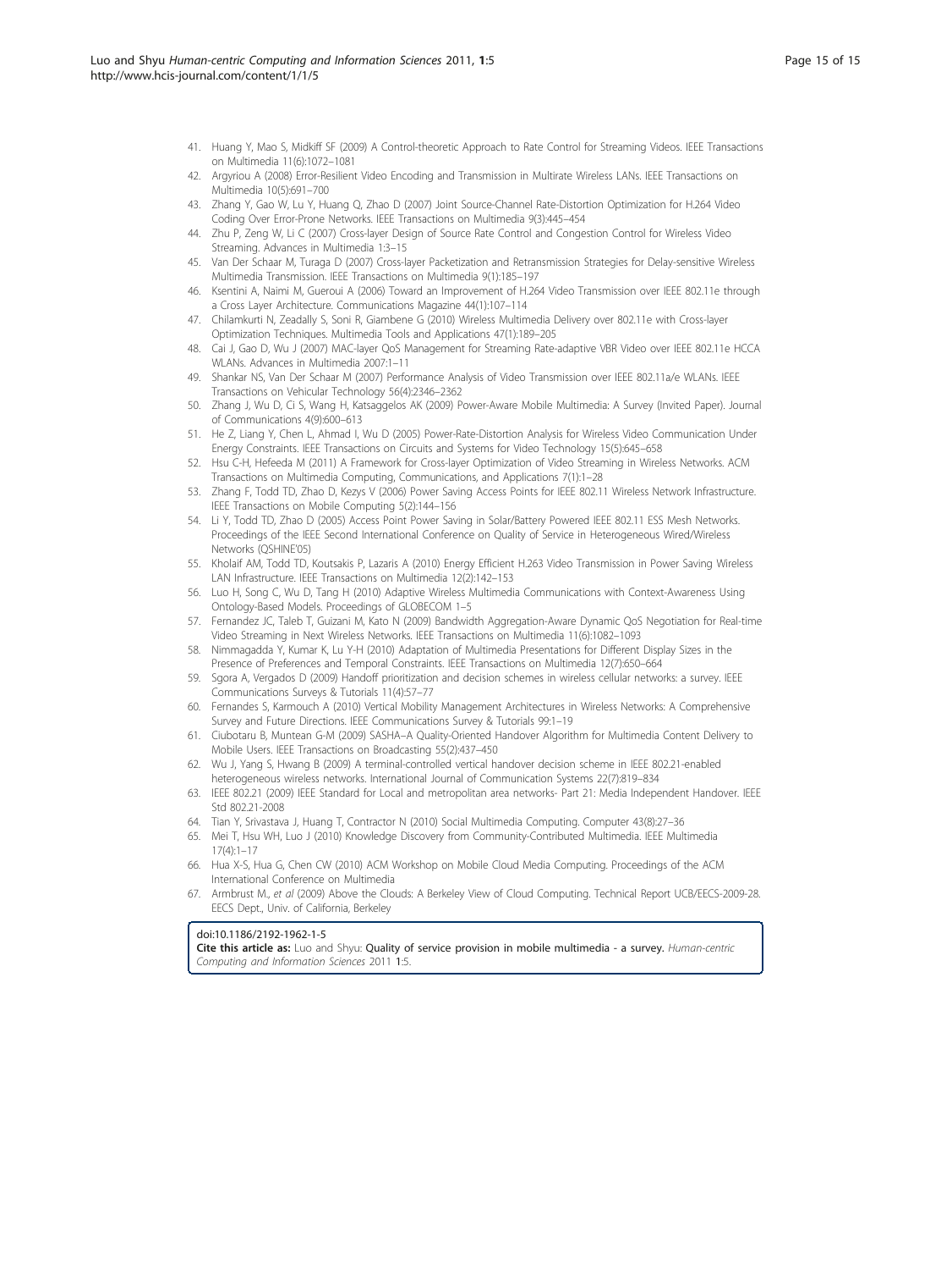41. Huang Y, Mao S, Midkiff SF (2009) A Control-theoretic Approach to Rate Control for Streaming Videos. IEEE Transactions on Multimedia 11(6):1072–1081
42. Argyriou A (2008) Error-Resilient Video Encoding and Transmission in Multirate Wireless LANs. IEEE Transactions on Multimedia 10(5):691–700
43. Zhang Y, Gao W, Lu Y, Huang Q, Zhao D (2007) Joint Source-Channel Rate-Distortion Optimization for H.264 Video Coding Over Error-Prone Networks. IEEE Transactions on Multimedia 9(3):445–454
44. Zhu P, Zeng W, Li C (2007) Cross-layer Design of Source Rate Control and Congestion Control for Wireless Video Streaming. Advances in Multimedia 1:3–15
45. Van Der Schaar M, Turaga D (2007) Cross-layer Packetization and Retransmission Strategies for Delay-sensitive Wireless Multimedia Transmission. IEEE Transactions on Multimedia 9(1):185–197
46. Ksentini A, Naimi M, Gueroui A (2006) Toward an Improvement of H.264 Video Transmission over IEEE 802.11e through a Cross Layer Architecture. Communications Magazine 44(1):107–114
47. Chilamkurti N, Zeadally S, Soni R, Giambene G (2010) Wireless Multimedia Delivery over 802.11e with Cross-layer Optimization Techniques. Multimedia Tools and Applications 47(1):189–205
48. Cai J, Gao D, Wu J (2007) MAC-layer QoS Management for Streaming Rate-adaptive VBR Video over IEEE 802.11e HCCA WLANs. Advances in Multimedia 2007:1–11
49. Shankar NS, Van Der Schaar M (2007) Performance Analysis of Video Transmission over IEEE 802.11a/e WLANs. IEEE Transactions on Vehicular Technology 56(4):2346–2362
50. Zhang J, Wu D, Ci S, Wang H, Katsaggelos AK (2009) Power-Aware Mobile Multimedia: A Survey (Invited Paper). Journal of Communications 4(9):600–613
51. He Z, Liang Y, Chen L, Ahmad I, Wu D (2005) Power-Rate-Distortion Analysis for Wireless Video Communication Under Energy Constraints. IEEE Transactions on Circuits and Systems for Video Technology 15(5):645–658
52. Hsu C-H, Hefeeda M (2011) A Framework for Cross-layer Optimization of Video Streaming in Wireless Networks. ACM Transactions on Multimedia Computing, Communications, and Applications 7(1):1–28
53. Zhang F, Todd TD, Zhao D, Kezys V (2006) Power Saving Access Points for IEEE 802.11 Wireless Network Infrastructure. IEEE Transactions on Mobile Computing 5(2):144–156
54. Li Y, Todd TD, Zhao D (2005) Access Point Power Saving in Solar/Battery Powered IEEE 802.11 ESS Mesh Networks. Proceedings of the IEEE Second International Conference on Quality of Service in Heterogeneous Wired/Wireless Networks (QSHINE'05)
55. Kholaif AM, Todd TD, Koutsakis P, Lazaris A (2010) Energy Efficient H.263 Video Transmission in Power Saving Wireless LAN Infrastructure. IEEE Transactions on Multimedia 12(2):142–153
56. Luo H, Song C, Wu D, Tang H (2010) Adaptive Wireless Multimedia Communications with Context-Awareness Using Ontology-Based Models. Proceedings of GLOBECOM 1–5
57. Fernandez JC, Taleb T, Guizani M, Kato N (2009) Bandwidth Aggregation-Aware Dynamic QoS Negotiation for Real-time Video Streaming in Next Wireless Networks. IEEE Transactions on Multimedia 11(6):1082–1093
58. Nimmagadda Y, Kumar K, Lu Y-H (2010) Adaptation of Multimedia Presentations for Different Display Sizes in the Presence of Preferences and Temporal Constraints. IEEE Transactions on Multimedia 12(7):650–664
59. Sgora A, Vergados D (2009) Handoff prioritization and decision schemes in wireless cellular networks: a survey. IEEE Communications Surveys & Tutorials 11(4):57–77
60. Fernandes S, Karmouch A (2010) Vertical Mobility Management Architectures in Wireless Networks: A Comprehensive Survey and Future Directions. IEEE Communications Survey & Tutorials 99:1–19
61. Ciubotaru B, Muntean G-M (2009) SASHA–A Quality-Oriented Handover Algorithm for Multimedia Content Delivery to Mobile Users. IEEE Transactions on Broadcasting 55(2):437–450
62. Wu J, Yang S, Hwang B (2009) A terminal-controlled vertical handover decision scheme in IEEE 802.21-enabled heterogeneous wireless networks. International Journal of Communication Systems 22(7):819–834
63. IEEE 802.21 (2009) IEEE Standard for Local and metropolitan area networks- Part 21: Media Independent Handover. IEEE Std 802.21-2008
64. Tian Y, Srivastava J, Huang T, Contractor N (2010) Social Multimedia Computing. Computer 43(8):27–36
65. Mei T, Hsu WH, Luo J (2010) Knowledge Discovery from Community-Contributed Multimedia. IEEE Multimedia 17(4):1–17
66. Hua X-S, Hua G, Chen CW (2010) ACM Workshop on Mobile Cloud Media Computing. Proceedings of the ACM International Conference on Multimedia
67. Armbrust M., *et al* (2009) Above the Clouds: A Berkeley View of Cloud Computing. Technical Report UCB/EECS-2009-28. EECS Dept., Univ. of California, Berkeley

doi:10.1186/2192-1962-1-5

**Cite this article as:** Luo and Shyu: **Quality of service provision in mobile multimedia - a survey.** *Human-centric Computing and Information Sciences* 2011 **1**:5.